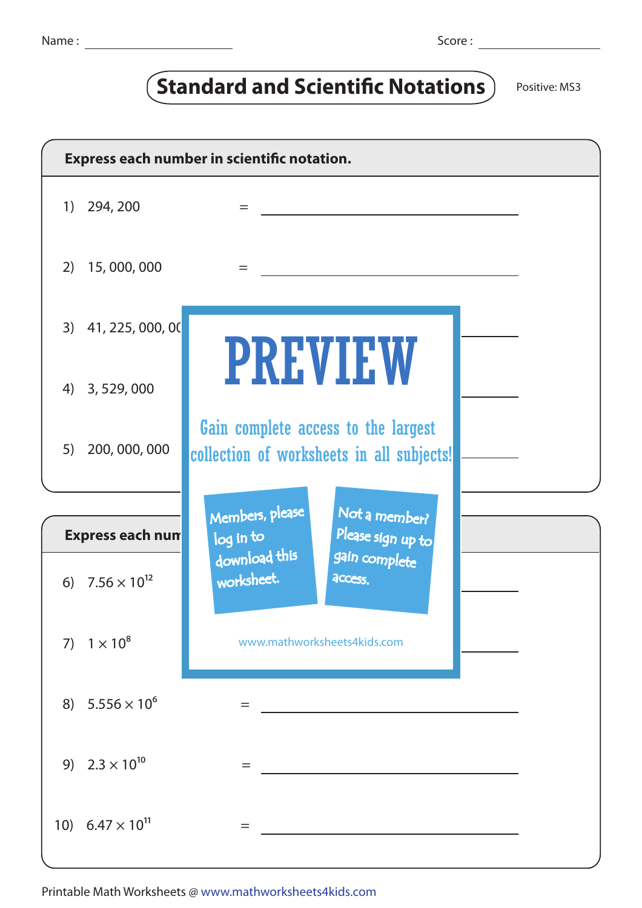Name : ____________ Score : ____________

# Standard and Scientific Notations

Positive: MS3

## Express each number in scientific notation.

1) 294, 200 = ____________

2) 15, 000, 000 = ____________

3) 41, 225, 000, 00 ____________

4) 3, 529, 000 ____________

5) 200, 000, 000 ____________

PREVIEW

Gain complete access to the largest collection of worksheets in all subjects!

Members, please log in to download this worksheet.

Not a member? Please sign up to gain complete access.

www.mathworksheets4kids.com

## Express each num

6) $7.56 \times 10^{12}$ ____________

7) $1 \times 10^{8}$ ____________

8) $5.556 \times 10^{6}$ = ____________

9) $2.3 \times 10^{10}$ = ____________

10) $6.47 \times 10^{11}$ = ____________

Printable Math Worksheets @ www.mathworksheets4kids.com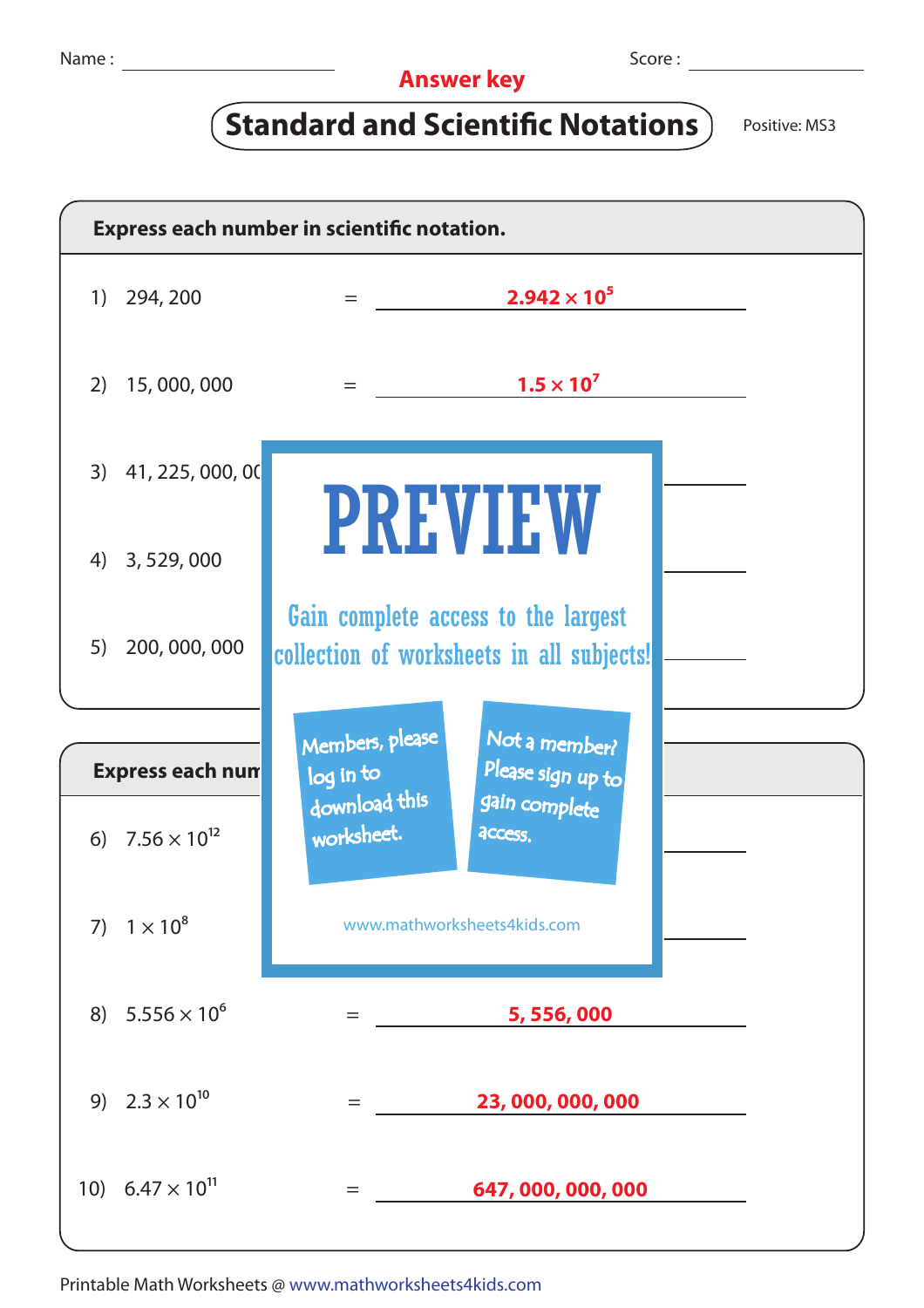Name : ____________ Score : ____________

**Answer key**

# Standard and Scientific Notations

Positive: MS3

## Express each number in scientific notation.

1) 294, 200 = **$2.942 \times 10^{5}$**

2) 15, 000, 000 = **$1.5 \times 10^{7}$**

3) 41, 225, 000, 00

4) 3, 529, 000

5) 200, 000, 000

PREVIEW

Gain complete access to the largest collection of worksheets in all subjects!

Members, please log in to download this worksheet.

Not a member? Please sign up to gain complete access.

www.mathworksheets4kids.com

## Express each num

6) $7.56 \times 10^{12}$

7) $1 \times 10^{8}$

8) $5.556 \times 10^{6}$ = **5, 556, 000**

9) $2.3 \times 10^{10}$ = **23, 000, 000, 000**

10) $6.47 \times 10^{11}$ = **647, 000, 000, 000**

Printable Math Worksheets @ www.mathworksheets4kids.com